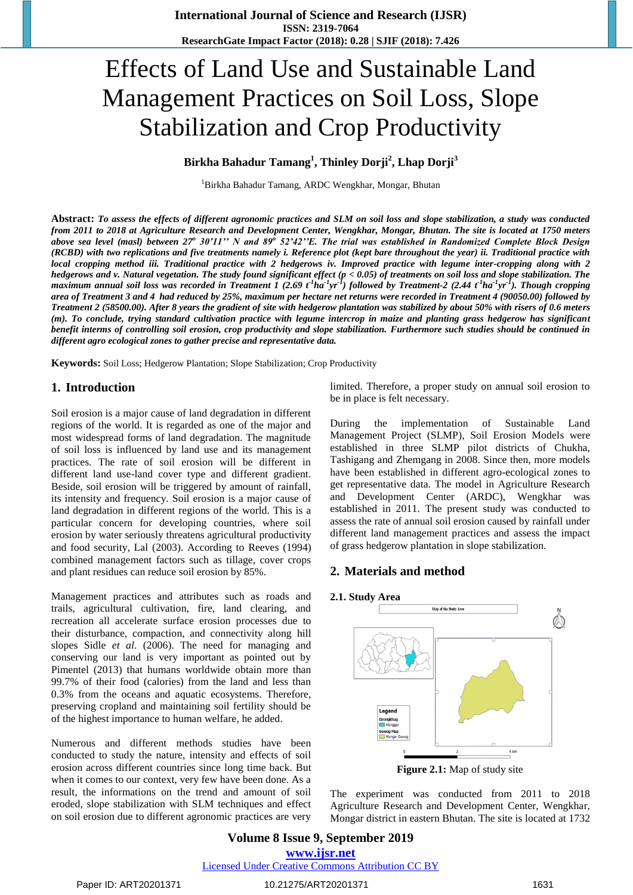# Effects of Land Use and Sustainable Land Management Practices on Soil Loss, Slope Stabilization and Crop Productivity

**Birkha Bahadur Tamang[1], Thinley Dorji[2], Lhap Dorji[3]**

[1]Birkha Bahadur Tamang, ARDC Wengkhar, Mongar, Bhutan

**Abstract:** ***To assess the effects of different agronomic practices and SLM on soil loss and slope stabilization, a study was conducted from 2011 to 2018 at Agriculture Research and Development Center, Wengkhar, Mongar, Bhutan. The site is located at 1750 meters above sea level (masl) between 27º 30'11'' N and 89º 52'42''E. The trial was established in Randomized Complete Block Design (RCBD) with two replications and five treatments namely i. Reference plot (kept bare throughout the year) ii. Traditional practice with local cropping method iii. Traditional practice with 2 hedgerows iv. Improved practice with legume inter-cropping along with 2 hedgerows and v. Natural vegetation. The study found significant effect ($p < 0.05$) of treatments on soil loss and slope stabilization. The maximum annual soil loss was recorded in Treatment 1 (2.69 $t^{-1}ha^{-1}yr^{-1}$) followed by Treatment-2 (2.44 $t^{-1}ha^{-1}yr^{-1}$). Though cropping area of Treatment 3 and 4 had reduced by 25%, maximum per hectare net returns were recorded in Treatment 4 (90050.00) followed by Treatment 2 (58500.00). After 8 years the gradient of site with hedgerow plantation was stabilized by about 50% with risers of 0.6 meters (m). To conclude, trying standard cultivation practice with legume intercrop in maize and planting grass hedgerow has significant benefit interms of controlling soil erosion, crop productivity and slope stabilization. Furthermore such studies should be continued in different agro ecological zones to gather precise and representative data.***

**Keywords:** Soil Loss; Hedgerow Plantation; Slope Stabilization; Crop Productivity

## 1. Introduction

Soil erosion is a major cause of land degradation in different regions of the world. It is regarded as one of the major and most widespread forms of land degradation. The magnitude of soil loss is influenced by land use and its management practices. The rate of soil erosion will be different in different land use-land cover type and different gradient. Beside, soil erosion will be triggered by amount of rainfall, its intensity and frequency. Soil erosion is a major cause of land degradation in different regions of the world. This is a particular concern for developing countries, where soil erosion by water seriously threatens agricultural productivity and food security, Lal (2003). According to Reeves (1994) combined management factors such as tillage, cover crops and plant residues can reduce soil erosion by 85%.

Management practices and attributes such as roads and trails, agricultural cultivation, fire, land clearing, and recreation all accelerate surface erosion processes due to their disturbance, compaction, and connectivity along hill slopes Sidle *et al*. (2006). The need for managing and conserving our land is very important as pointed out by Pimentel (2013) that humans worldwide obtain more than 99.7% of their food (calories) from the land and less than 0.3% from the oceans and aquatic ecosystems. Therefore, preserving cropland and maintaining soil fertility should be of the highest importance to human welfare, he added.

Numerous and different methods studies have been conducted to study the nature, intensity and effects of soil erosion across different countries since long time back. But when it comes to our context, very few have been done. As a result, the informations on the trend and amount of soil eroded, slope stabilization with SLM techniques and effect on soil erosion due to different agronomic practices are very limited. Therefore, a proper study on annual soil erosion to be in place is felt necessary.

During the implementation of Sustainable Land Management Project (SLMP), Soil Erosion Models were established in three SLMP pilot districts of Chukha, Tashigang and Zhemgang in 2008. Since then, more models have been established in different agro-ecological zones to get representative data. The model in Agriculture Research and Development Center (ARDC), Wengkhar was established in 2011. The present study was conducted to assess the rate of annual soil erosion caused by rainfall under different land management practices and assess the impact of grass hedgerow plantation in slope stabilization.

## 2. Materials and method

### 2.1. Study Area

**Figure 2.1:** Map of study site

The experiment was conducted from 2011 to 2018 Agriculture Research and Development Center, Wengkhar, Mongar district in eastern Bhutan. The site is located at 1732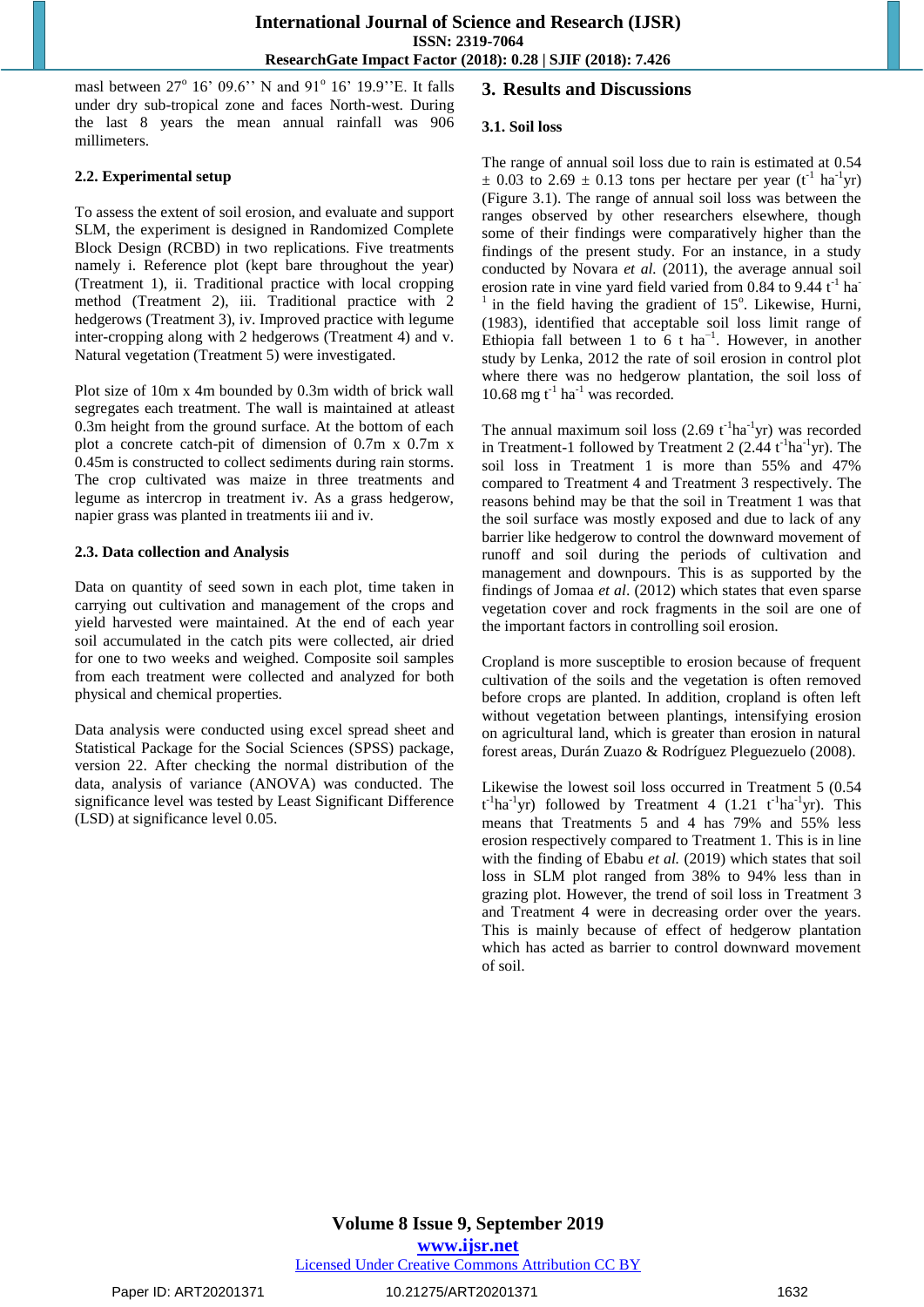masl between 27° 16' 09.6'' N and 91° 16' 19.9''E. It falls under dry sub-tropical zone and faces North-west. During the last 8 years the mean annual rainfall was 906 millimeters.

### 2.2. Experimental setup

To assess the extent of soil erosion, and evaluate and support SLM, the experiment is designed in Randomized Complete Block Design (RCBD) in two replications. Five treatments namely i. Reference plot (kept bare throughout the year) (Treatment 1), ii. Traditional practice with local cropping method (Treatment 2), iii. Traditional practice with 2 hedgerows (Treatment 3), iv. Improved practice with legume inter-cropping along with 2 hedgerows (Treatment 4) and v. Natural vegetation (Treatment 5) were investigated.

Plot size of 10m x 4m bounded by 0.3m width of brick wall segregates each treatment. The wall is maintained at atleast 0.3m height from the ground surface. At the bottom of each plot a concrete catch-pit of dimension of 0.7m x 0.7m x 0.45m is constructed to collect sediments during rain storms. The crop cultivated was maize in three treatments and legume as intercrop in treatment iv. As a grass hedgerow, napier grass was planted in treatments iii and iv.

### 2.3. Data collection and Analysis

Data on quantity of seed sown in each plot, time taken in carrying out cultivation and management of the crops and yield harvested were maintained. At the end of each year soil accumulated in the catch pits were collected, air dried for one to two weeks and weighed. Composite soil samples from each treatment were collected and analyzed for both physical and chemical properties.

Data analysis were conducted using excel spread sheet and Statistical Package for the Social Sciences (SPSS) package, version 22. After checking the normal distribution of the data, analysis of variance (ANOVA) was conducted. The significance level was tested by Least Significant Difference (LSD) at significance level 0.05.

## 3. Results and Discussions

### 3.1. Soil loss

The range of annual soil loss due to rain is estimated at 0.54 ± 0.03 to 2.69 ± 0.13 tons per hectare per year ($t^{-1}$ $ha^{-1}yr$) (Figure 3.1). The range of annual soil loss was between the ranges observed by other researchers elsewhere, though some of their findings were comparatively higher than the findings of the present study. For an instance, in a study conducted by Novara *et al.* (2011), the average annual soil erosion rate in vine yard field varied from 0.84 to 9.44 $t^{-1}$ $ha^{-1}$ in the field having the gradient of 15°. Likewise, Hurni, (1983), identified that acceptable soil loss limit range of Ethiopia fall between 1 to 6 t $ha^{-1}$. However, in another study by Lenka, 2012 the rate of soil erosion in control plot where there was no hedgerow plantation, the soil loss of 10.68 mg $t^{-1}$ $ha^{-1}$ was recorded.

The annual maximum soil loss (2.69 $t^{-1}ha^{-1}yr$) was recorded in Treatment-1 followed by Treatment 2 (2.44 $t^{-1}ha^{-1}yr$). The soil loss in Treatment 1 is more than 55% and 47% compared to Treatment 4 and Treatment 3 respectively. The reasons behind may be that the soil in Treatment 1 was that the soil surface was mostly exposed and due to lack of any barrier like hedgerow to control the downward movement of runoff and soil during the periods of cultivation and management and downpours. This is as supported by the findings of Jomaa *et al*. (2012) which states that even sparse vegetation cover and rock fragments in the soil are one of the important factors in controlling soil erosion.

Cropland is more susceptible to erosion because of frequent cultivation of the soils and the vegetation is often removed before crops are planted. In addition, cropland is often left without vegetation between plantings, intensifying erosion on agricultural land, which is greater than erosion in natural forest areas, Durán Zuazo & Rodríguez Pleguezuelo (2008).

Likewise the lowest soil loss occurred in Treatment 5 (0.54 $t^{-1}ha^{-1}yr$) followed by Treatment 4 (1.21 $t^{-1}ha^{-1}yr$). This means that Treatments 5 and 4 has 79% and 55% less erosion respectively compared to Treatment 1. This is in line with the finding of Ebabu *et al.* (2019) which states that soil loss in SLM plot ranged from 38% to 94% less than in grazing plot. However, the trend of soil loss in Treatment 3 and Treatment 4 were in decreasing order over the years. This is mainly because of effect of hedgerow plantation which has acted as barrier to control downward movement of soil.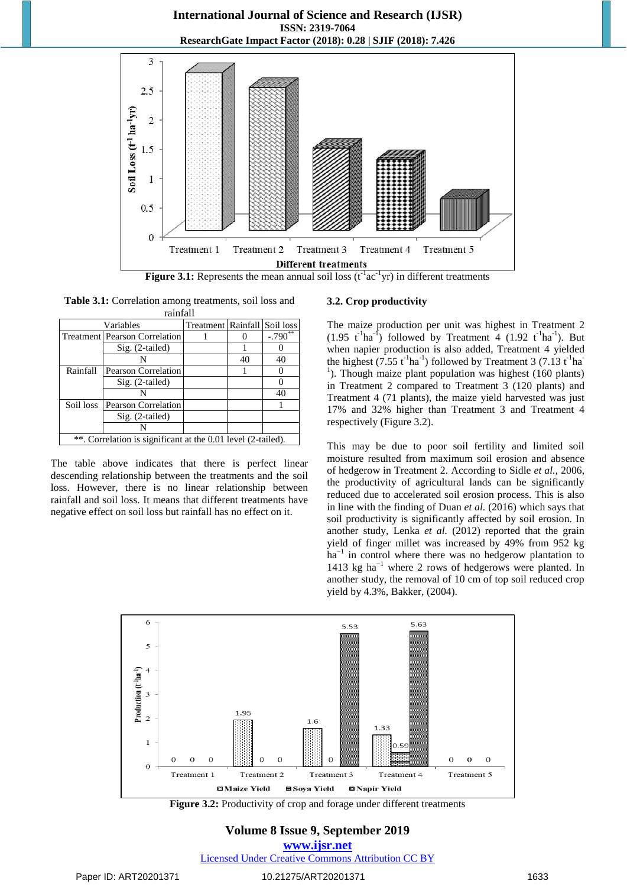Figure 3.1: Represents the mean annual soil loss ($t^{-1}ac^{-1}yr$) in different treatments

**Table 3.1:** Correlation among treatments, soil loss and rainfall

| Variables | | Treatment | Rainfall | Soil loss |
|---|---|---|---|---|
| Treatment | Pearson Correlation | 1 | 0 | -.790** |
| | Sig. (2-tailed) | | 1 | 0 |
| | N | | 40 | 40 |
| Rainfall | Pearson Correlation | | 1 | 0 |
| | Sig. (2-tailed) | | | 0 |
| | N | | | 40 |
| Soil loss | Pearson Correlation | | | 1 |
| | Sig. (2-tailed) | | | |
| | N | | | |

**. Correlation is significant at the 0.01 level (2-tailed).

The table above indicates that there is perfect linear descending relationship between the treatments and the soil loss. However, there is no linear relationship between rainfall and soil loss. It means that different treatments have negative effect on soil loss but rainfall has no effect on it.

### 3.2. Crop productivity

The maize production per unit was highest in Treatment 2 (1.95 $t^{-1}ha^{-1}$) followed by Treatment 4 (1.92 $t^{-1}ha^{-1}$). But when napier production is also added, Treatment 4 yielded the highest (7.55 $t^{-1}ha^{-1}$) followed by Treatment 3 (7.13 $t^{-1}ha^{-1}$). Though maize plant population was highest (160 plants) in Treatment 2 compared to Treatment 3 (120 plants) and Treatment 4 (71 plants), the maize yield harvested was just 17% and 32% higher than Treatment 3 and Treatment 4 respectively (Figure 3.2).

This may be due to poor soil fertility and limited soil moisture resulted from maximum soil erosion and absence of hedgerow in Treatment 2. According to Sidle *et al.*, 2006, the productivity of agricultural lands can be significantly reduced due to accelerated soil erosion process. This is also in line with the finding of Duan *et al.* (2016) which says that soil productivity is significantly affected by soil erosion. In another study, Lenka *et al.* (2012) reported that the grain yield of finger millet was increased by 49% from 952 kg $ha^{-1}$ in control where there was no hedgerow plantation to 1413 kg $ha^{-1}$ where 2 rows of hedgerows were planted. In another study, the removal of 10 cm of top soil reduced crop yield by 4.3%, Bakker, (2004).

**Figure 3.2:** Productivity of crop and forage under different treatments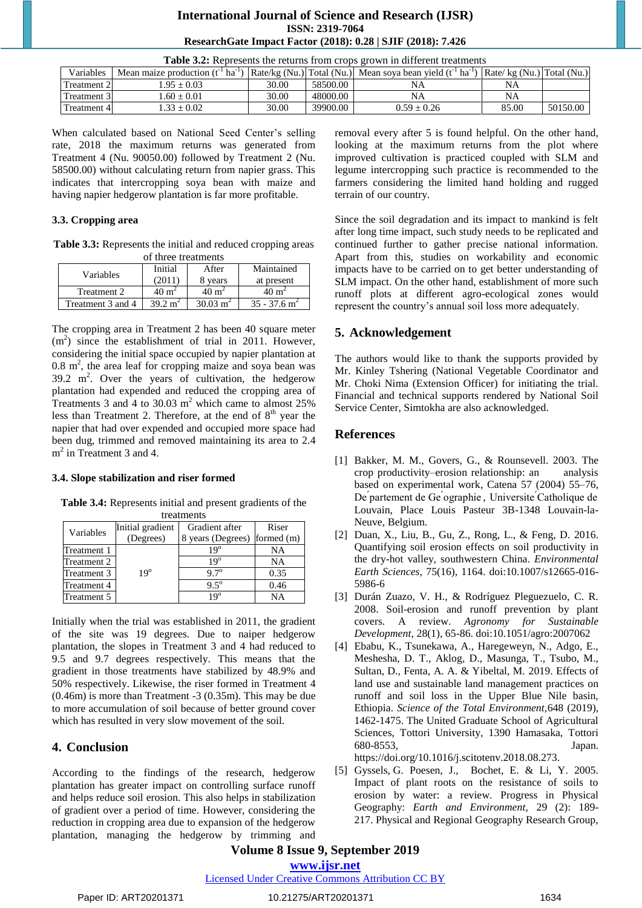**Table 3.2:** Represents the returns from crops grown in different treatments

| Variables | Mean maize production ($t^{-1}$ $ha^{-1}$) | Rate/kg (Nu.) | Total (Nu.) | Mean soya bean yield ($t^{-1}$ $ha^{-1}$) | Rate/ kg (Nu.) | Total (Nu.) |
|---|---|---|---|---|---|---|
| Treatment 2 | 1.95 ± 0.03 | 30.00 | 58500.00 | NA | NA | |
| Treatment 3 | 1.60 ± 0.01 | 30.00 | 48000.00 | NA | NA | |
| Treatment 4 | 1.33 ± 0.02 | 30.00 | 39900.00 | 0.59 ± 0.26 | 85.00 | 50150.00 |

When calculated based on National Seed Center's selling rate, 2018 the maximum returns was generated from Treatment 4 (Nu. 90050.00) followed by Treatment 2 (Nu. 58500.00) without calculating return from napier grass. This indicates that intercropping soya bean with maize and having napier hedgerow plantation is far more profitable.

### 3.3. Cropping area

**Table 3.3:** Represents the initial and reduced cropping areas of three treatments

| Variables | Initial (2011) | After 8 years | Maintained at present |
|---|---|---|---|
| Treatment 2 | 40 $m^2$ | 40 $m^2$ | 40 $m^2$ |
| Treatment 3 and 4 | 39.2 $m^2$ | 30.03 $m^2$ | 35 - 37.6 $m^2$ |

The cropping area in Treatment 2 has been 40 square meter ($m^2$) since the establishment of trial in 2011. However, considering the initial space occupied by napier plantation at 0.8 $m^2$, the area leaf for cropping maize and soya bean was 39.2 $m^2$. Over the years of cultivation, the hedgerow plantation had expended and reduced the cropping area of Treatments 3 and 4 to 30.03 $m^2$ which came to almost 25% less than Treatment 2. Therefore, at the end of 8$^{th}$ year the napier that had over expended and occupied more space had been dug, trimmed and removed maintaining its area to 2.4 $m^2$ in Treatment 3 and 4.

### 3.4. Slope stabilization and riser formed

**Table 3.4:** Represents initial and present gradients of the treatments

| Variables | Initial gradient (Degrees) | Gradient after 8 years (Degrees) | Riser formed (m) |
|---|---|---|---|
| Treatment 1 | 19° | 19° | NA |
| Treatment 2 | | 19° | NA |
| Treatment 3 | | 9.7° | 0.35 |
| Treatment 4 | | 9.5° | 0.46 |
| Treatment 5 | | 19° | NA |

Initially when the trial was established in 2011, the gradient of the site was 19 degrees. Due to naiper hedgerow plantation, the slopes in Treatment 3 and 4 had reduced to 9.5 and 9.7 degrees respectively. This means that the gradient in those treatments have stabilized by 48.9% and 50% respectively. Likewise, the riser formed in Treatment 4 (0.46m) is more than Treatment 3 (0.35m). This may be due to more accumulation of soil because of better ground cover which has resulted in very slow movement of the soil.

## 4. Conclusion

According to the findings of the research, hedgerow plantation has greater impact on controlling surface runoff and helps reduce soil erosion. This also helps in stabilization of gradient over a period of time. However, considering the reduction in cropping area due to expansion of the hedgerow plantation, managing the hedgerow by trimming and removal every after 5 is found helpful. On the other hand, looking at the maximum returns from the plot where improved cultivation is practiced coupled with SLM and legume intercropping such practice is recommended to the farmers considering the limited hand holding and rugged terrain of our country.

Since the soil degradation and its impact to mankind is felt after long time impact, such study needs to be replicated and continued further to gather precise national information. Apart from this, studies on workability and economic impacts have to be carried on to get better understanding of SLM impact. On the other hand, establishment of more such runoff plots at different agro-ecological zones would represent the country's annual soil loss more adequately.

## 5. Acknowledgement

The authors would like to thank the supports provided by Mr. Kinley Tshering (National Vegetable Coordinator and Mr. Choki Nima (Extension Officer) for initiating the trial. Financial and technical supports rendered by National Soil Service Center, Simtokha are also acknowledged.

## References

[1] Bakker, M. M., Govers, G., & Rounsevell. 2003. The crop productivity–erosion relationship: an analysis based on experimental work, Catena 57 (2004) 55–76, De´partement de Ge´ographie, Universite´Catholique de Louvain, Place Louis Pasteur 3B-1348 Louvain-la-Neuve, Belgium.

[2] Duan, X., Liu, B., Gu, Z., Rong, L., & Feng, D. 2016. Quantifying soil erosion effects on soil productivity in the dry-hot valley, southwestern China. *Environmental Earth Sciences*, 75(16), 1164. doi:10.1007/s12665-016-5986-6

[3] Durán Zuazo, V. H., & Rodríguez Pleguezuelo, C. R. 2008. Soil-erosion and runoff prevention by plant covers. A review. *Agronomy for Sustainable Development*, 28(1), 65-86. doi:10.1051/agro:2007062

[4] Ebabu, K., Tsunekawa, A., Haregeweyn, N., Adgo, E., Meshesha, D. T., Aklog, D., Masunga, T., Tsubo, M., Sultan, D., Fenta, A. A. & Yibeltal, M. 2019. Effects of land use and sustainable land management practices on runoff and soil loss in the Upper Blue Nile basin, Ethiopia. *Science of the Total Environment*,648 (2019), 1462-1475. The United Graduate School of Agricultural Sciences, Tottori University, 1390 Hamasaka, Tottori 680-8553, Japan. https://doi.org/10.1016/j.scitotenv.2018.08.273.

[5] Gyssels, G. Poesen, J., Bochet, E. & Li, Y. 2005. Impact of plant roots on the resistance of soils to erosion by water: a review. Progress in Physical Geography: *Earth and Environment*, 29 (2): 189-217. Physical and Regional Geography Research Group,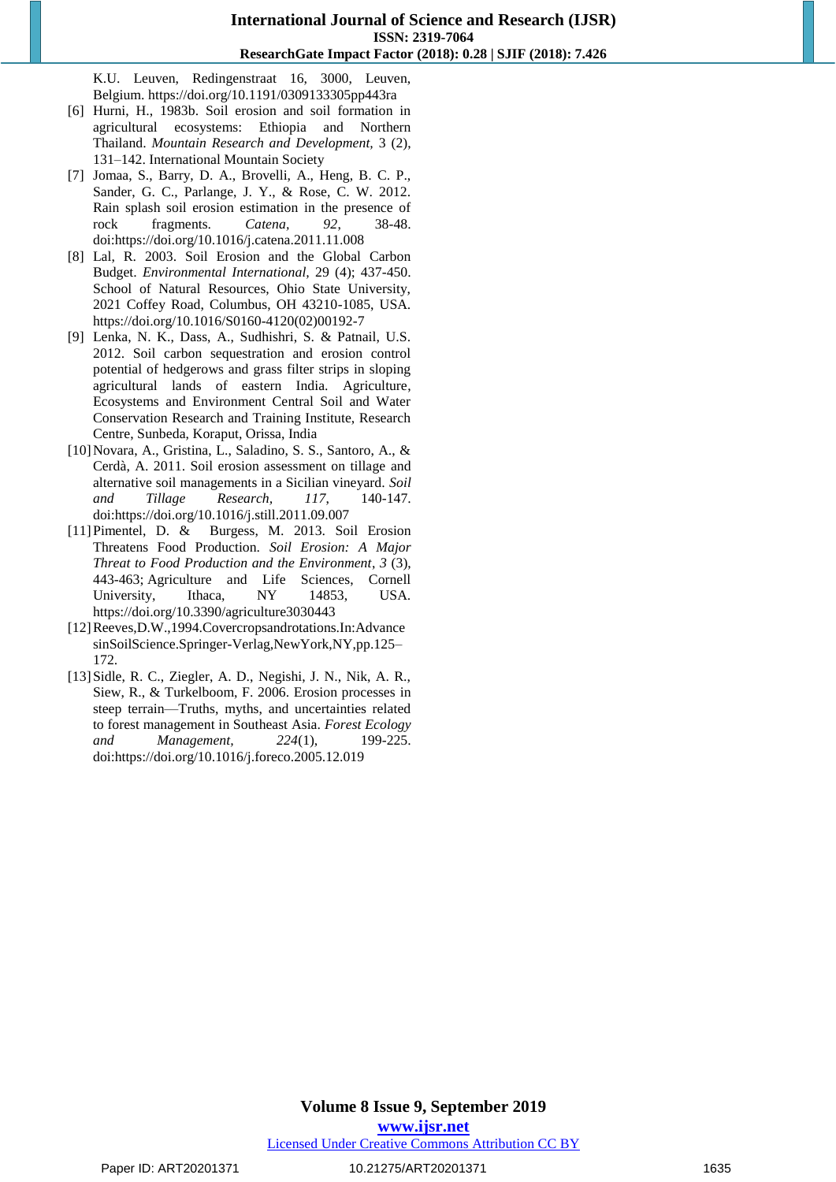K.U. Leuven, Redingenstraat 16, 3000, Leuven, Belgium. https://doi.org/10.1191/0309133305pp443ra

[6] Hurni, H., 1983b. Soil erosion and soil formation in agricultural ecosystems: Ethiopia and Northern Thailand. *Mountain Research and Development*, 3 (2), 131–142. International Mountain Society

[7] Jomaa, S., Barry, D. A., Brovelli, A., Heng, B. C. P., Sander, G. C., Parlange, J. Y., & Rose, C. W. 2012. Rain splash soil erosion estimation in the presence of rock fragments. *Catena*, *92*, 38-48. doi:https://doi.org/10.1016/j.catena.2011.11.008

[8] Lal, R. 2003. Soil Erosion and the Global Carbon Budget. *Environmental International*, 29 (4); 437-450. School of Natural Resources, Ohio State University, 2021 Coffey Road, Columbus, OH 43210-1085, USA. https://doi.org/10.1016/S0160-4120(02)00192-7

[9] Lenka, N. K., Dass, A., Sudhishri, S. & Patnail, U.S. 2012. Soil carbon sequestration and erosion control potential of hedgerows and grass filter strips in sloping agricultural lands of eastern India. Agriculture, Ecosystems and Environment Central Soil and Water Conservation Research and Training Institute, Research Centre, Sunbeda, Koraput, Orissa, India

[10] Novara, A., Gristina, L., Saladino, S. S., Santoro, A., & Cerdà, A. 2011. Soil erosion assessment on tillage and alternative soil managements in a Sicilian vineyard. *Soil and Tillage Research*, *117*, 140-147. doi:https://doi.org/10.1016/j.still.2011.09.007

[11] Pimentel, D. & Burgess, M. 2013. Soil Erosion Threatens Food Production. *Soil Erosion: A Major Threat to Food Production and the Environment*, *3* (3), 443-463; Agriculture and Life Sciences, Cornell University, Ithaca, NY 14853, USA. https://doi.org/10.3390/agriculture3030443

[12] Reeves,D.W.,1994.Covercropsandrotations.In:AdvancesinSoilScience.Springer-Verlag,NewYork,NY,pp.125–172.

[13] Sidle, R. C., Ziegler, A. D., Negishi, J. N., Nik, A. R., Siew, R., & Turkelboom, F. 2006. Erosion processes in steep terrain—Truths, myths, and uncertainties related to forest management in Southeast Asia. *Forest Ecology and Management*, *224*(1), 199-225. doi:https://doi.org/10.1016/j.foreco.2005.12.019